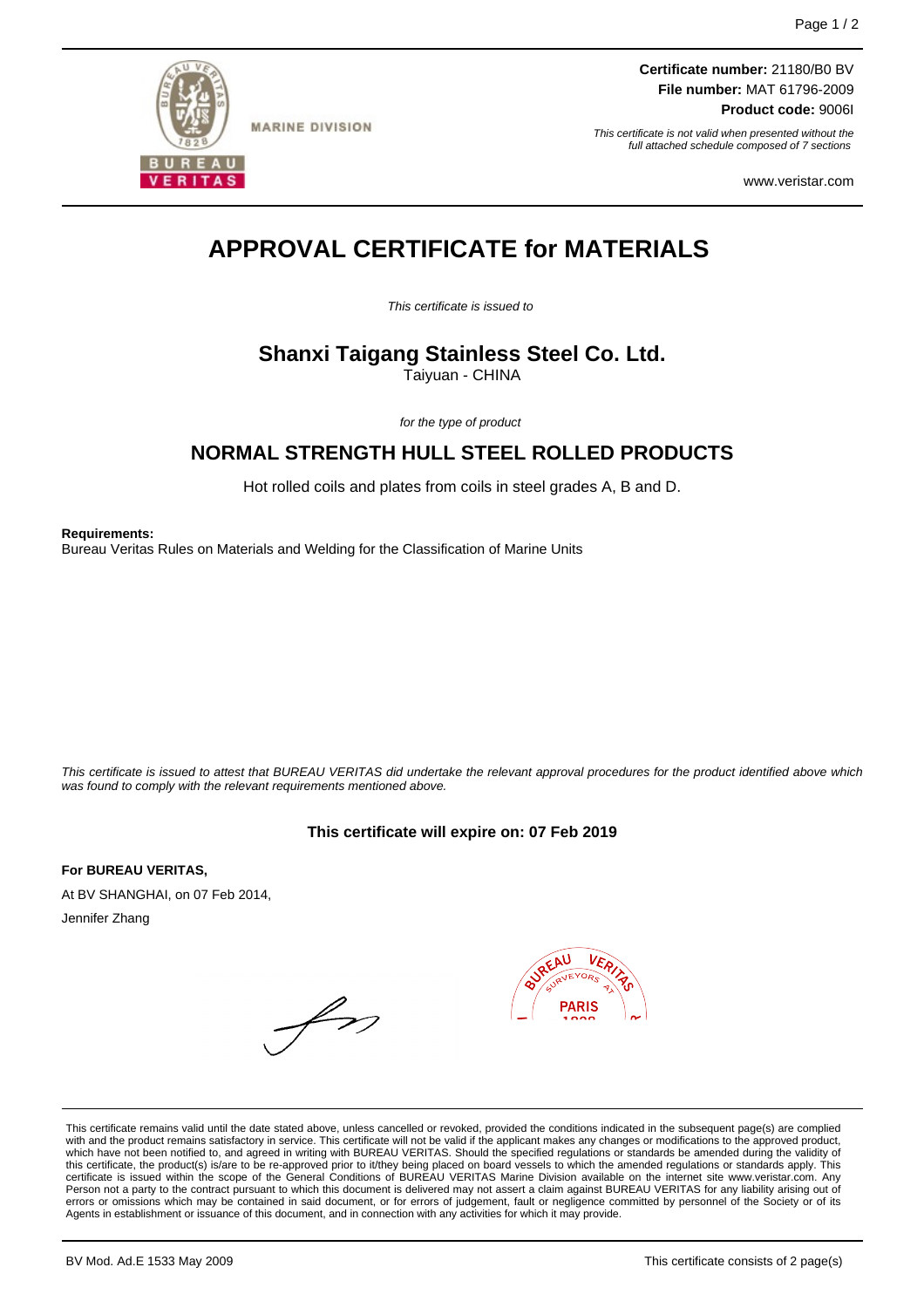MARINE DIVISION

**Certificate number:** 21180/B0 BV
**File number:** MAT 61796-2009
**Product code:** 9006I

*This certificate is not valid when presented without the full attached schedule composed of 7 sections*

www.veristar.com

# APPROVAL CERTIFICATE for MATERIALS

*This certificate is issued to*

## Shanxi Taigang Stainless Steel Co. Ltd.

Taiyuan - CHINA

*for the type of product*

## NORMAL STRENGTH HULL STEEL ROLLED PRODUCTS

Hot rolled coils and plates from coils in steel grades A, B and D.

**Requirements:**
Bureau Veritas Rules on Materials and Welding for the Classification of Marine Units

*This certificate is issued to attest that BUREAU VERITAS did undertake the relevant approval procedures for the product identified above which was found to comply with the relevant requirements mentioned above.*

**This certificate will expire on: 07 Feb 2019**

**For BUREAU VERITAS,**

At BV SHANGHAI, on 07 Feb 2014,

Jennifer Zhang

This certificate remains valid until the date stated above, unless cancelled or revoked, provided the conditions indicated in the subsequent page(s) are complied with and the product remains satisfactory in service. This certificate will not be valid if the applicant makes any changes or modifications to the approved product, which have not been notified to, and agreed in writing with BUREAU VERITAS. Should the specified regulations or standards be amended during the validity of this certificate, the product(s) is/are to be re-approved prior to it/they being placed on board vessels to which the amended regulations or standards apply. This certificate is issued within the scope of the General Conditions of BUREAU VERITAS Marine Division available on the internet site www.veristar.com. Any Person not a party to the contract pursuant to which this document is delivered may not assert a claim against BUREAU VERITAS for any liability arising out of errors or omissions which may be contained in said document, or for errors of judgement, fault or negligence committed by personnel of the Society or of its Agents in establishment or issuance of this document, and in connection with any activities for which it may provide.

BV Mod. Ad.E 1533 May 2009

This certificate consists of 2 page(s)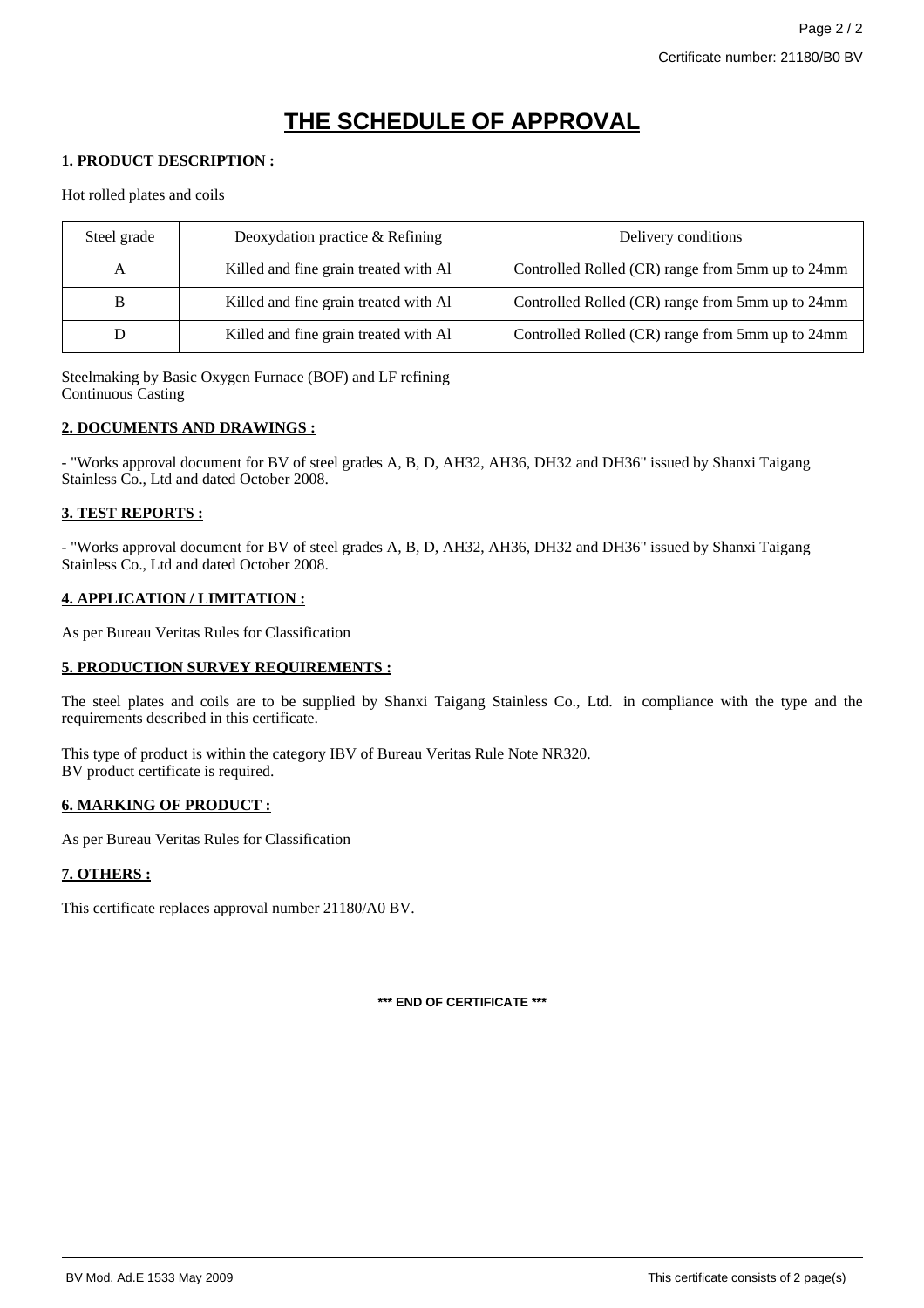# THE SCHEDULE OF APPROVAL

**1. PRODUCT DESCRIPTION :**

Hot rolled plates and coils

| Steel grade | Deoxydation practice & Refining | Delivery conditions |
|---|---|---|
| A | Killed and fine grain treated with Al | Controlled Rolled (CR) range from 5mm up to 24mm |
| B | Killed and fine grain treated with Al | Controlled Rolled (CR) range from 5mm up to 24mm |
| D | Killed and fine grain treated with Al | Controlled Rolled (CR) range from 5mm up to 24mm |

Steelmaking by Basic Oxygen Furnace (BOF) and LF refining
Continuous Casting

**2. DOCUMENTS AND DRAWINGS :**

- "Works approval document for BV of steel grades A, B, D, AH32, AH36, DH32 and DH36" issued by Shanxi Taigang Stainless Co., Ltd and dated October 2008.

**3. TEST REPORTS :**

- "Works approval document for BV of steel grades A, B, D, AH32, AH36, DH32 and DH36" issued by Shanxi Taigang Stainless Co., Ltd and dated October 2008.

**4. APPLICATION / LIMITATION :**

As per Bureau Veritas Rules for Classification

**5. PRODUCTION SURVEY REQUIREMENTS :**

The steel plates and coils are to be supplied by Shanxi Taigang Stainless Co., Ltd. in compliance with the type and the requirements described in this certificate.

This type of product is within the category IBV of Bureau Veritas Rule Note NR320.
BV product certificate is required.

**6. MARKING OF PRODUCT :**

As per Bureau Veritas Rules for Classification

**7. OTHERS :**

This certificate replaces approval number 21180/A0 BV.

**\*\*\* END OF CERTIFICATE \*\*\***